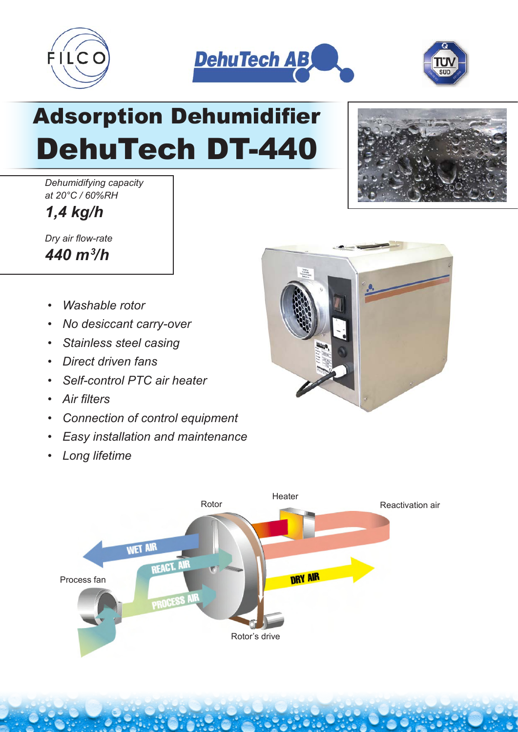# Adsorption Dehumidifier

# DehuTech DT-440

*Dehumidifying capacity at 20°C / 60%RH*

***1,4 kg/h***

*Dry air flow-rate*

***440 m³/h***

- *Washable rotor*
- *No desiccant carry-over*
- *Stainless steel casing*
- *Direct driven fans*
- *Self-control PTC air heater*
- *Air filters*
- *Connection of control equipment*
- *Easy installation and maintenance*
- *Long lifetime*

Rotor

Heater

Reactivation air

WET AIR

REACT. AIR

PROCESS AIR

DRY AIR

Process fan

Rotor's drive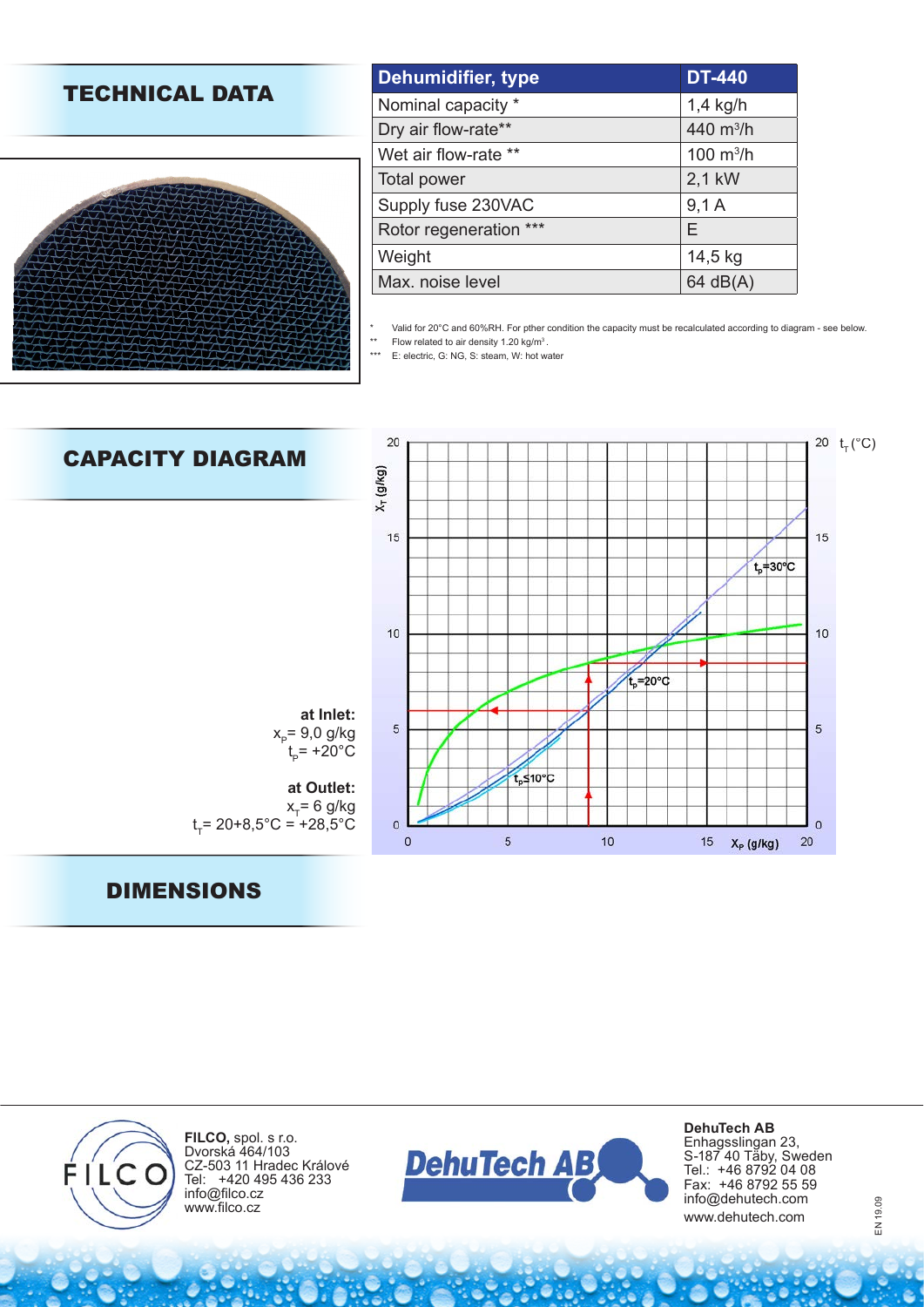## TECHNICAL DATA

| Dehumidifier, type | DT-440 |
| --- | --- |
| Nominal capacity * | 1,4 kg/h |
| Dry air flow-rate** | 440 m³/h |
| Wet air flow-rate ** | 100 m³/h |
| Total power | 2,1 kW |
| Supply fuse 230VAC | 9,1 A |
| Rotor regeneration *** | E |
| Weight | 14,5 kg |
| Max. noise level | 64 dB(A) |

\* Valid for 20°C and 60%RH. For pther condition the capacity must be recalculated according to diagram - see below.

\*\* Flow related to air density 1.20 kg/m³.

\*\*\* E: electric, G: NG, S: steam, W: hot water

## CAPACITY DIAGRAM

**at Inlet:**
$x_P$= 9,0 g/kg
$t_P$= +20°C

**at Outlet:**
$x_T$= 6 g/kg
$t_T$= 20+8,5°C = +28,5°C

$x_T$ (g/kg)
$t_T$ (°C)
$X_P$ (g/kg)
$t_p$=30°C
$t_p$=20°C
$t_p$≤10°C
0 5 10 15 20

## DIMENSIONS

**FILCO,** spol. s r.o.
Dvorská 464/103
CZ-503 11 Hradec Králové
Tel: +420 495 436 233
info@filco.cz
www.filco.cz

**DehuTech AB**
Enhagsslingan 23,
S-187 40 Täby, Sweden
Tel.: +46 8792 04 08
Fax: +46 8792 55 59
info@dehutech.com
www.dehutech.com

EN 19.09